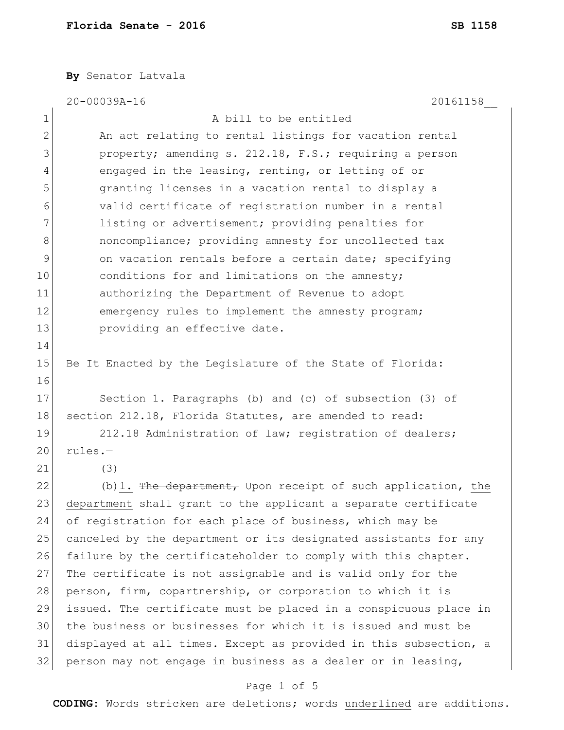**Florida Senate - 2016** **SB 1158**

**By** Senator Latvala

20-00039A-16 20161158__

A bill to be entitled

An act relating to rental listings for vacation rental property; amending s. 212.18, F.S.; requiring a person engaged in the leasing, renting, or letting of or granting licenses in a vacation rental to display a valid certificate of registration number in a rental listing or advertisement; providing penalties for noncompliance; providing amnesty for uncollected tax on vacation rentals before a certain date; specifying conditions for and limitations on the amnesty; authorizing the Department of Revenue to adopt emergency rules to implement the amnesty program; providing an effective date.

Be It Enacted by the Legislature of the State of Florida:

Section 1. Paragraphs (b) and (c) of subsection (3) of section 212.18, Florida Statutes, are amended to read:

212.18 Administration of law; registration of dealers; rules.—

(3)

(b)<u>1.</u> ~~The department,~~ Upon receipt of such application, <u>the department</u> shall grant to the applicant a separate certificate of registration for each place of business, which may be canceled by the department or its designated assistants for any failure by the certificateholder to comply with this chapter. The certificate is not assignable and is valid only for the person, firm, copartnership, or corporation to which it is issued. The certificate must be placed in a conspicuous place in the business or businesses for which it is issued and must be displayed at all times. Except as provided in this subsection, a person may not engage in business as a dealer or in leasing,

**CODING:** Words ~~stricken~~ are deletions; words <u>underlined</u> are additions.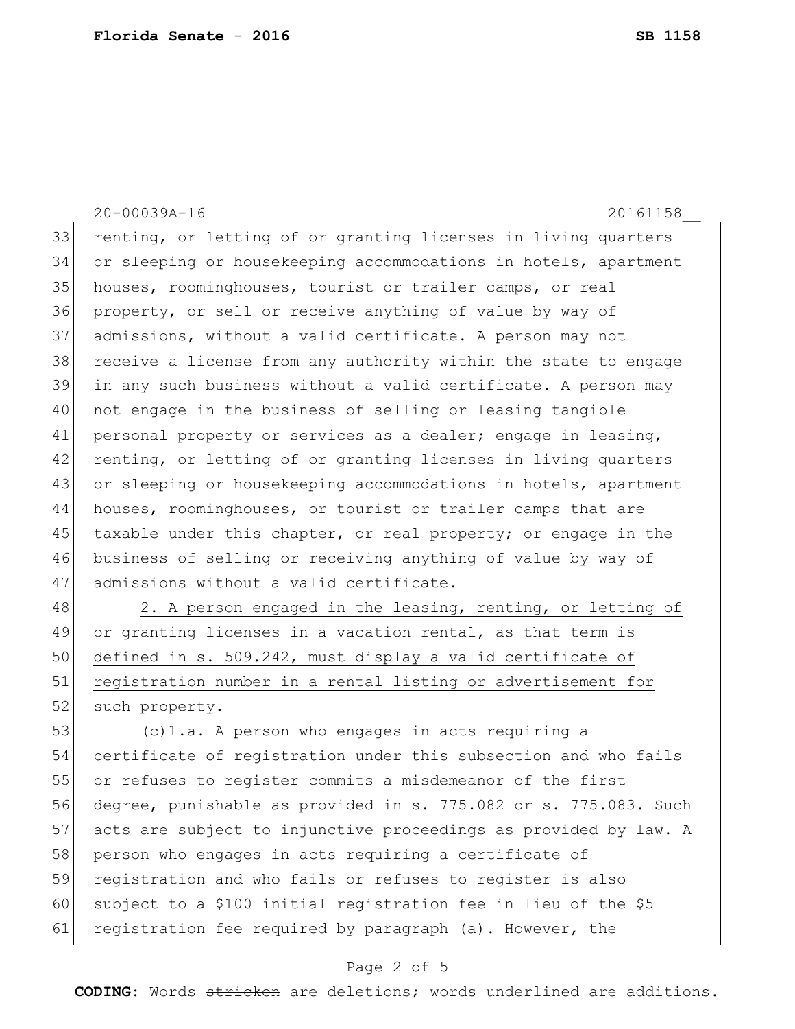renting, or letting of or granting licenses in living quarters or sleeping or housekeeping accommodations in hotels, apartment houses, roominghouses, tourist or trailer camps, or real property, or sell or receive anything of value by way of admissions, without a valid certificate. A person may not receive a license from any authority within the state to engage in any such business without a valid certificate. A person may not engage in the business of selling or leasing tangible personal property or services as a dealer; engage in leasing, renting, or letting of or granting licenses in living quarters or sleeping or housekeeping accommodations in hotels, apartment houses, roominghouses, or tourist or trailer camps that are taxable under this chapter, or real property; or engage in the business of selling or receiving anything of value by way of admissions without a valid certificate.

<u>2. A person engaged in the leasing, renting, or letting of or granting licenses in a vacation rental, as that term is defined in s. 509.242, must display a valid certificate of registration number in a rental listing or advertisement for such property.</u>

(c)1.<u>a.</u> A person who engages in acts requiring a certificate of registration under this subsection and who fails or refuses to register commits a misdemeanor of the first degree, punishable as provided in s. 775.082 or s. 775.083. Such acts are subject to injunctive proceedings as provided by law. A person who engages in acts requiring a certificate of registration and who fails or refuses to register is also subject to a $100 initial registration fee in lieu of the $5 registration fee required by paragraph (a). However, the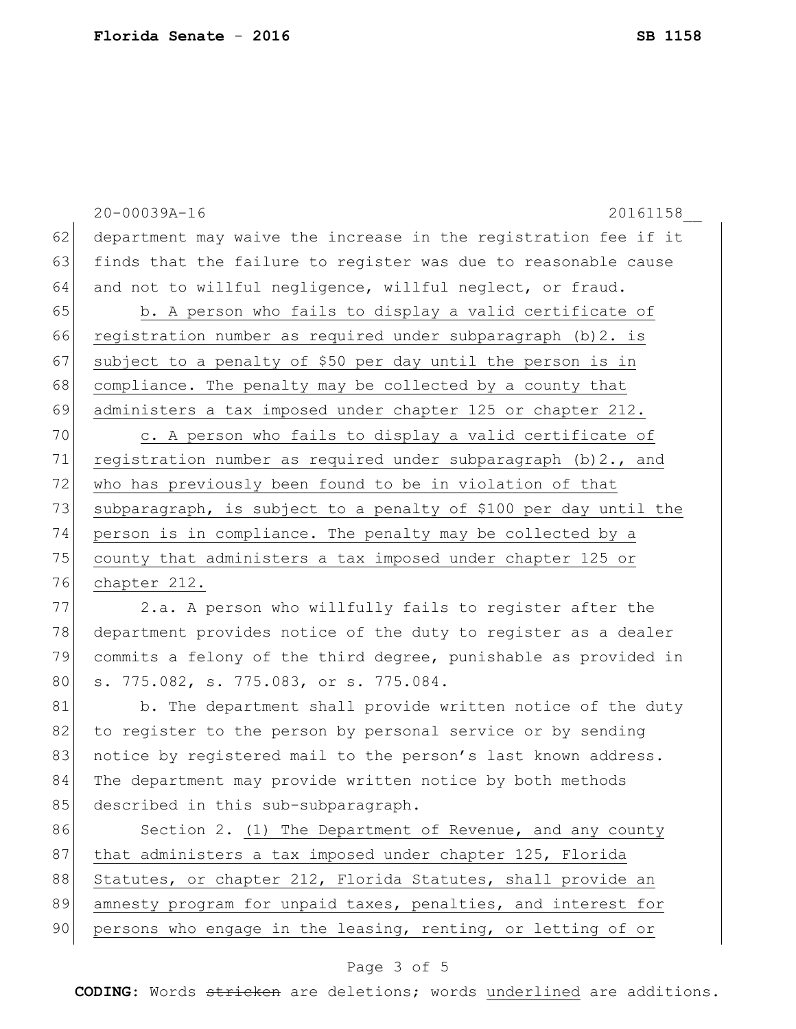department may waive the increase in the registration fee if it finds that the failure to register was due to reasonable cause and not to willful negligence, willful neglect, or fraud.

b. A person who fails to display a valid certificate of registration number as required under subparagraph (b)2. is subject to a penalty of $50 per day until the person is in compliance. The penalty may be collected by a county that administers a tax imposed under chapter 125 or chapter 212.

c. A person who fails to display a valid certificate of registration number as required under subparagraph (b)2., and who has previously been found to be in violation of that subparagraph, is subject to a penalty of $100 per day until the person is in compliance. The penalty may be collected by a county that administers a tax imposed under chapter 125 or chapter 212.

2.a. A person who willfully fails to register after the department provides notice of the duty to register as a dealer commits a felony of the third degree, punishable as provided in s. 775.082, s. 775.083, or s. 775.084.

b. The department shall provide written notice of the duty to register to the person by personal service or by sending notice by registered mail to the person's last known address. The department may provide written notice by both methods described in this sub-subparagraph.

Section 2. (1) The Department of Revenue, and any county that administers a tax imposed under chapter 125, Florida Statutes, or chapter 212, Florida Statutes, shall provide an amnesty program for unpaid taxes, penalties, and interest for persons who engage in the leasing, renting, or letting of or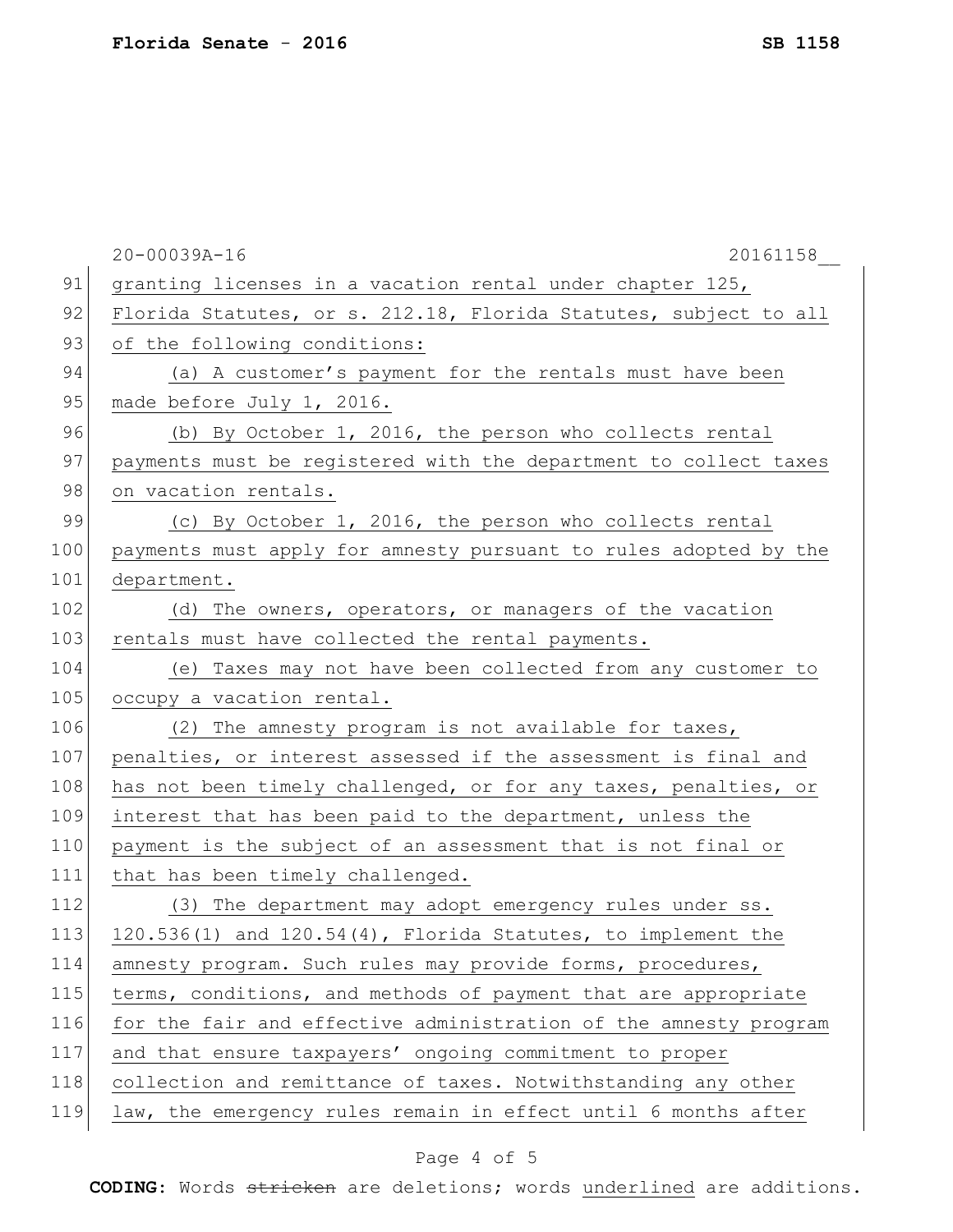20-00039A-16 20161158__

91 granting licenses in a vacation rental under chapter 125,
92 Florida Statutes, or s. 212.18, Florida Statutes, subject to all
93 of the following conditions:

94 (a) A customer's payment for the rentals must have been
95 made before July 1, 2016.

96 (b) By October 1, 2016, the person who collects rental
97 payments must be registered with the department to collect taxes
98 on vacation rentals.

99 (c) By October 1, 2016, the person who collects rental
100 payments must apply for amnesty pursuant to rules adopted by the
101 department.

102 (d) The owners, operators, or managers of the vacation
103 rentals must have collected the rental payments.

104 (e) Taxes may not have been collected from any customer to
105 occupy a vacation rental.

106 (2) The amnesty program is not available for taxes,
107 penalties, or interest assessed if the assessment is final and
108 has not been timely challenged, or for any taxes, penalties, or
109 interest that has been paid to the department, unless the
110 payment is the subject of an assessment that is not final or
111 that has been timely challenged.

112 (3) The department may adopt emergency rules under ss.
113 120.536(1) and 120.54(4), Florida Statutes, to implement the
114 amnesty program. Such rules may provide forms, procedures,
115 terms, conditions, and methods of payment that are appropriate
116 for the fair and effective administration of the amnesty program
117 and that ensure taxpayers' ongoing commitment to proper
118 collection and remittance of taxes. Notwithstanding any other
119 law, the emergency rules remain in effect until 6 months after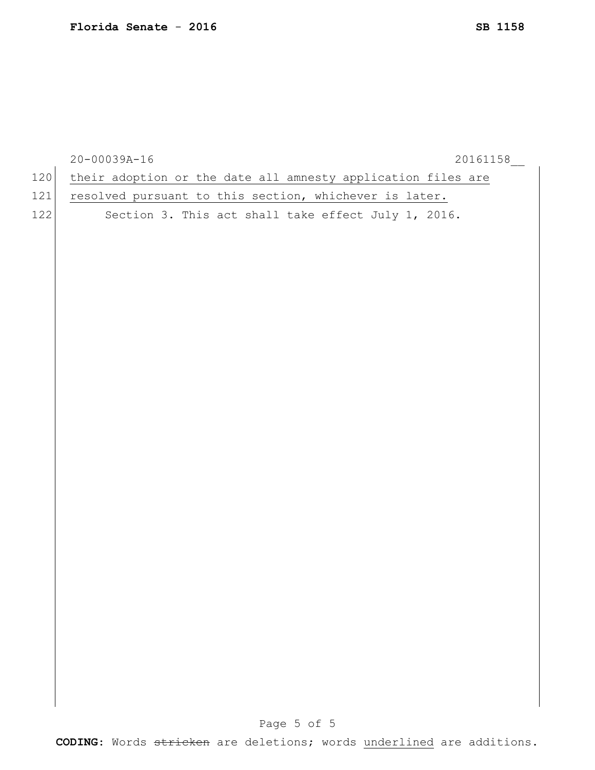20-00039A-16 20161158__

120 their adoption or the date all amnesty application files are
121 resolved pursuant to this section, whichever is later.
122 Section 3. This act shall take effect July 1, 2016.

**CODING:** Words ~~stricken~~ are deletions; words underlined are additions.